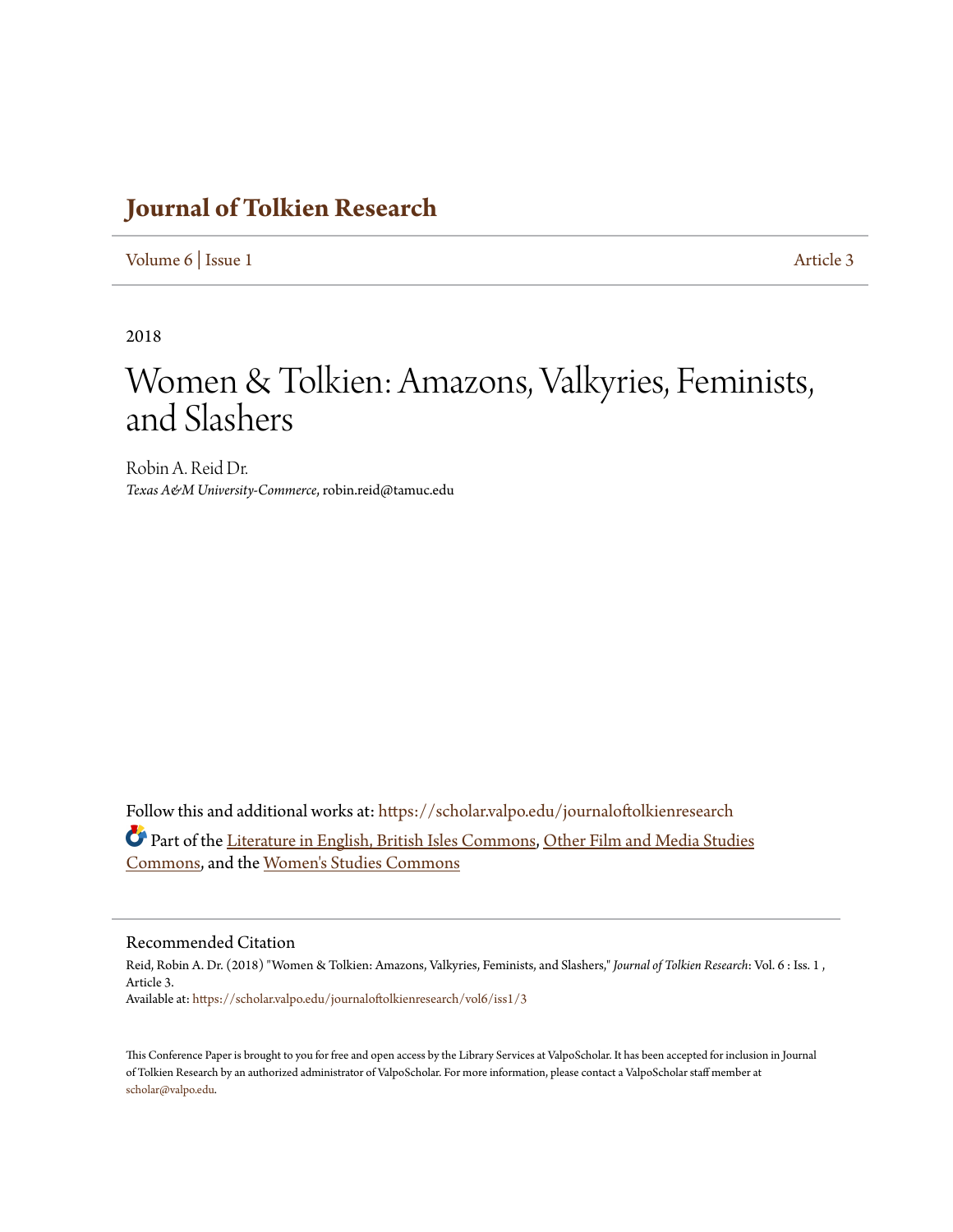# Journal of Tolkien Research

Volume 6 | Issue 1 Article 3

2018

# Women & Tolkien: Amazons, Valkyries, Feminists, and Slashers

Robin A. Reid Dr.
*Texas A&M University-Commerce*, robin.reid@tamuc.edu

Follow this and additional works at: https://scholar.valpo.edu/journaloftolkienresearch

Part of the Literature in English, British Isles Commons, Other Film and Media Studies Commons, and the Women's Studies Commons

## Recommended Citation

Reid, Robin A. Dr. (2018) "Women & Tolkien: Amazons, Valkyries, Feminists, and Slashers," *Journal of Tolkien Research*: Vol. 6 : Iss. 1 , Article 3.
Available at: https://scholar.valpo.edu/journaloftolkienresearch/vol6/iss1/3

This Conference Paper is brought to you for free and open access by the Library Services at ValpoScholar. It has been accepted for inclusion in Journal of Tolkien Research by an authorized administrator of ValpoScholar. For more information, please contact a ValpoScholar staff member at scholar@valpo.edu.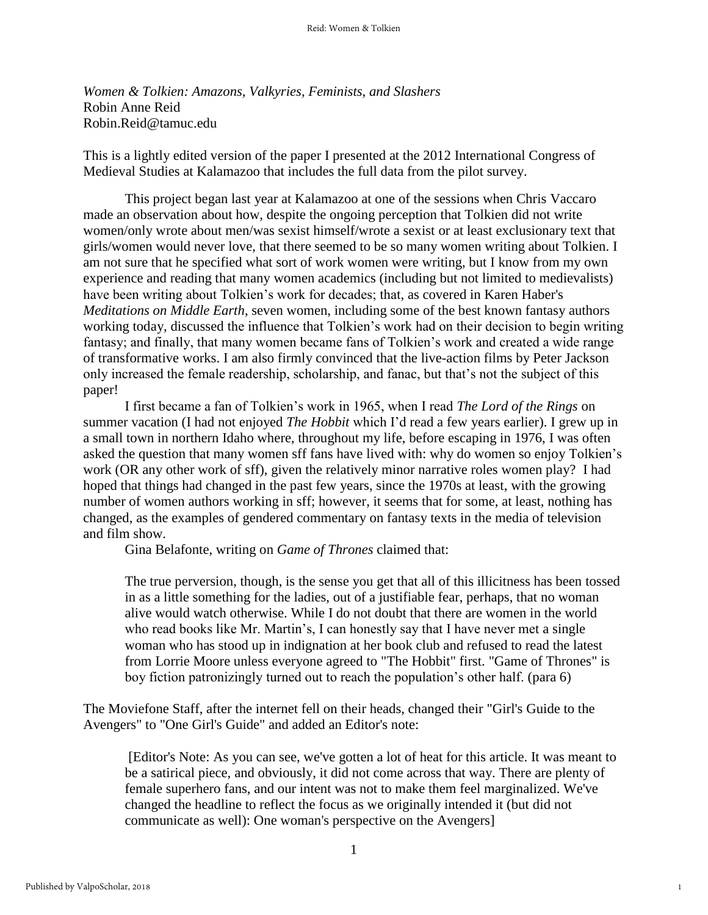*Women & Tolkien: Amazons, Valkyries, Feminists, and Slashers*
Robin Anne Reid
Robin.Reid@tamuc.edu

This is a lightly edited version of the paper I presented at the 2012 International Congress of Medieval Studies at Kalamazoo that includes the full data from the pilot survey.

This project began last year at Kalamazoo at one of the sessions when Chris Vaccaro made an observation about how, despite the ongoing perception that Tolkien did not write women/only wrote about men/was sexist himself/wrote a sexist or at least exclusionary text that girls/women would never love, that there seemed to be so many women writing about Tolkien. I am not sure that he specified what sort of work women were writing, but I know from my own experience and reading that many women academics (including but not limited to medievalists) have been writing about Tolkien's work for decades; that, as covered in Karen Haber's *Meditations on Middle Earth*, seven women, including some of the best known fantasy authors working today, discussed the influence that Tolkien's work had on their decision to begin writing fantasy; and finally, that many women became fans of Tolkien's work and created a wide range of transformative works. I am also firmly convinced that the live-action films by Peter Jackson only increased the female readership, scholarship, and fanac, but that's not the subject of this paper!

I first became a fan of Tolkien's work in 1965, when I read *The Lord of the Rings* on summer vacation (I had not enjoyed *The Hobbit* which I'd read a few years earlier). I grew up in a small town in northern Idaho where, throughout my life, before escaping in 1976, I was often asked the question that many women sff fans have lived with: why do women so enjoy Tolkien's work (OR any other work of sff), given the relatively minor narrative roles women play? I had hoped that things had changed in the past few years, since the 1970s at least, with the growing number of women authors working in sff; however, it seems that for some, at least, nothing has changed, as the examples of gendered commentary on fantasy texts in the media of television and film show.

Gina Belafonte, writing on *Game of Thrones* claimed that:

> The true perversion, though, is the sense you get that all of this illicitness has been tossed in as a little something for the ladies, out of a justifiable fear, perhaps, that no woman alive would watch otherwise. While I do not doubt that there are women in the world who read books like Mr. Martin's, I can honestly say that I have never met a single woman who has stood up in indignation at her book club and refused to read the latest from Lorrie Moore unless everyone agreed to "The Hobbit" first. "Game of Thrones" is boy fiction patronizingly turned out to reach the population's other half. (para 6)

The Moviefone Staff, after the internet fell on their heads, changed their "Girl's Guide to the Avengers" to "One Girl's Guide" and added an Editor's note:

> [Editor's Note: As you can see, we've gotten a lot of heat for this article. It was meant to be a satirical piece, and obviously, it did not come across that way. There are plenty of female superhero fans, and our intent was not to make them feel marginalized. We've changed the headline to reflect the focus as we originally intended it (but did not communicate as well): One woman's perspective on the Avengers]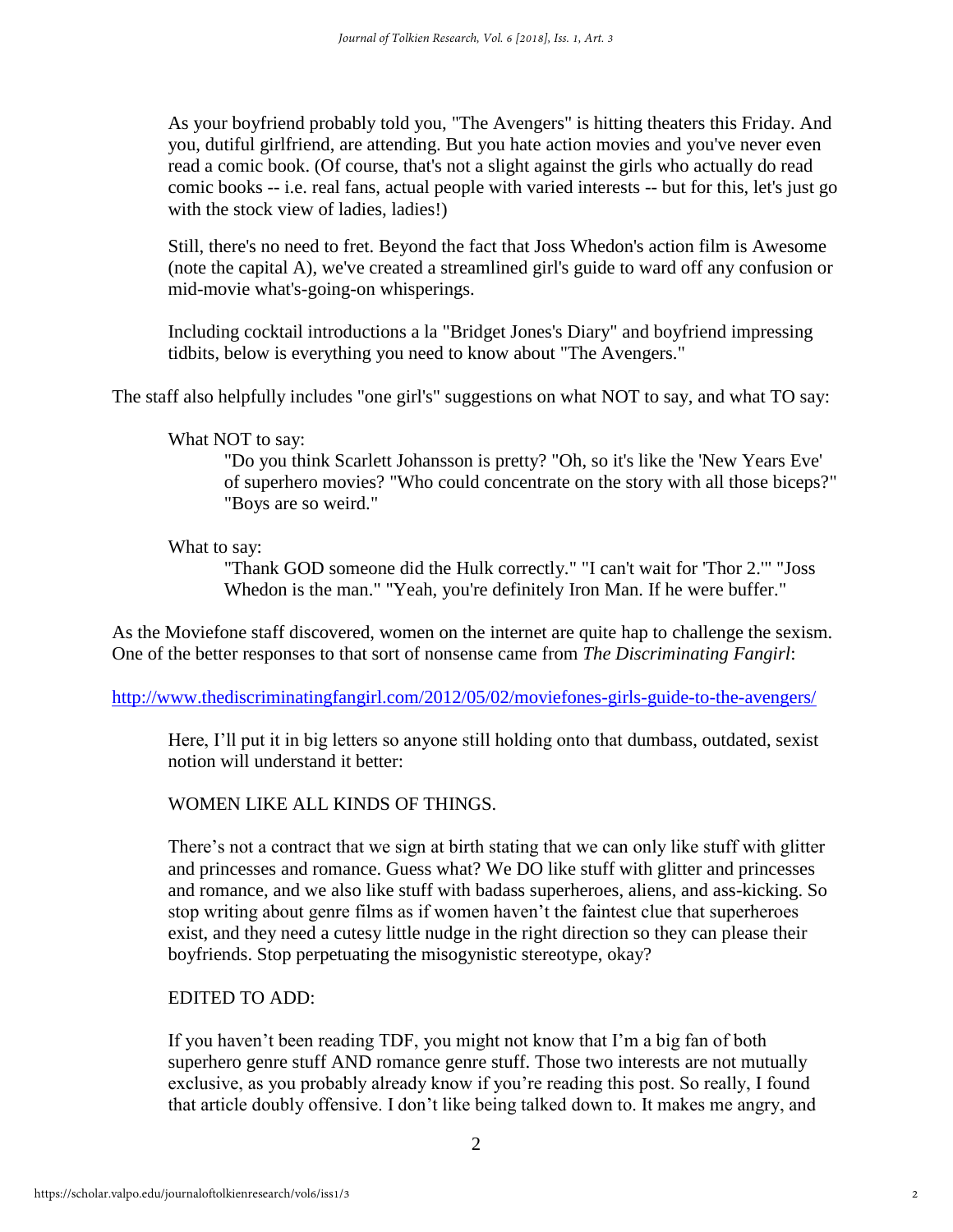> As your boyfriend probably told you, "The Avengers" is hitting theaters this Friday. And you, dutiful girlfriend, are attending. But you hate action movies and you've never even read a comic book. (Of course, that's not a slight against the girls who actually do read comic books -- i.e. real fans, actual people with varied interests -- but for this, let's just go with the stock view of ladies, ladies!)
>
> Still, there's no need to fret. Beyond the fact that Joss Whedon's action film is Awesome (note the capital A), we've created a streamlined girl's guide to ward off any confusion or mid-movie what's-going-on whisperings.
>
> Including cocktail introductions a la "Bridget Jones's Diary" and boyfriend impressing tidbits, below is everything you need to know about "The Avengers."

The staff also helpfully includes "one girl's" suggestions on what NOT to say, and what TO say:

> What NOT to say:
>
> > "Do you think Scarlett Johansson is pretty? "Oh, so it's like the 'New Years Eve' of superhero movies? "Who could concentrate on the story with all those biceps?" "Boys are so weird."
>
> What to say:
>
> > "Thank GOD someone did the Hulk correctly." "I can't wait for 'Thor 2.'" "Joss Whedon is the man." "Yeah, you're definitely Iron Man. If he were buffer."

As the Moviefone staff discovered, women on the internet are quite hap to challenge the sexism. One of the better responses to that sort of nonsense came from *The Discriminating Fangirl*:

http://www.thediscriminatingfangirl.com/2012/05/02/moviefones-girls-guide-to-the-avengers/

> Here, I'll put it in big letters so anyone still holding onto that dumbass, outdated, sexist notion will understand it better:
>
> WOMEN LIKE ALL KINDS OF THINGS.
>
> There's not a contract that we sign at birth stating that we can only like stuff with glitter and princesses and romance. Guess what? We DO like stuff with glitter and princesses and romance, and we also like stuff with badass superheroes, aliens, and ass-kicking. So stop writing about genre films as if women haven't the faintest clue that superheroes exist, and they need a cutesy little nudge in the right direction so they can please their boyfriends. Stop perpetuating the misogynistic stereotype, okay?
>
> EDITED TO ADD:
>
> If you haven't been reading TDF, you might not know that I'm a big fan of both superhero genre stuff AND romance genre stuff. Those two interests are not mutually exclusive, as you probably already know if you're reading this post. So really, I found that article doubly offensive. I don't like being talked down to. It makes me angry, and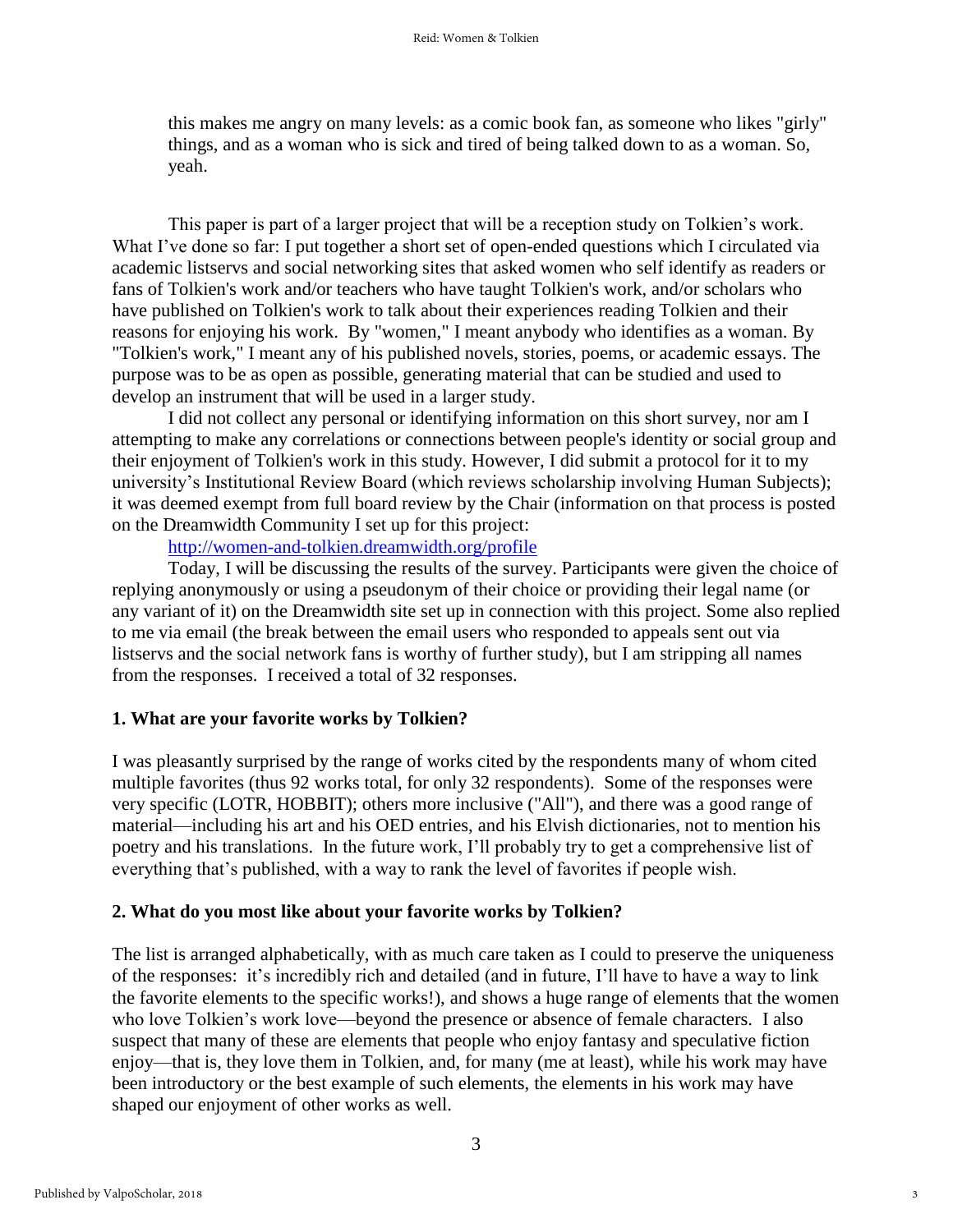> this makes me angry on many levels: as a comic book fan, as someone who likes "girly" things, and as a woman who is sick and tired of being talked down to as a woman. So, yeah.

This paper is part of a larger project that will be a reception study on Tolkien's work. What I've done so far: I put together a short set of open-ended questions which I circulated via academic listservs and social networking sites that asked women who self identify as readers or fans of Tolkien's work and/or teachers who have taught Tolkien's work, and/or scholars who have published on Tolkien's work to talk about their experiences reading Tolkien and their reasons for enjoying his work. By "women," I meant anybody who identifies as a woman. By "Tolkien's work," I meant any of his published novels, stories, poems, or academic essays. The purpose was to be as open as possible, generating material that can be studied and used to develop an instrument that will be used in a larger study.

I did not collect any personal or identifying information on this short survey, nor am I attempting to make any correlations or connections between people's identity or social group and their enjoyment of Tolkien's work in this study. However, I did submit a protocol for it to my university's Institutional Review Board (which reviews scholarship involving Human Subjects); it was deemed exempt from full board review by the Chair (information on that process is posted on the Dreamwidth Community I set up for this project:

http://women-and-tolkien.dreamwidth.org/profile

Today, I will be discussing the results of the survey. Participants were given the choice of replying anonymously or using a pseudonym of their choice or providing their legal name (or any variant of it) on the Dreamwidth site set up in connection with this project. Some also replied to me via email (the break between the email users who responded to appeals sent out via listservs and the social network fans is worthy of further study), but I am stripping all names from the responses. I received a total of 32 responses.

### 1. What are your favorite works by Tolkien?

I was pleasantly surprised by the range of works cited by the respondents many of whom cited multiple favorites (thus 92 works total, for only 32 respondents). Some of the responses were very specific (LOTR, HOBBIT); others more inclusive ("All"), and there was a good range of material—including his art and his OED entries, and his Elvish dictionaries, not to mention his poetry and his translations. In the future work, I'll probably try to get a comprehensive list of everything that's published, with a way to rank the level of favorites if people wish.

### 2. What do you most like about your favorite works by Tolkien?

The list is arranged alphabetically, with as much care taken as I could to preserve the uniqueness of the responses: it's incredibly rich and detailed (and in future, I'll have to have a way to link the favorite elements to the specific works!), and shows a huge range of elements that the women who love Tolkien's work love—beyond the presence or absence of female characters. I also suspect that many of these are elements that people who enjoy fantasy and speculative fiction enjoy—that is, they love them in Tolkien, and, for many (me at least), while his work may have been introductory or the best example of such elements, the elements in his work may have shaped our enjoyment of other works as well.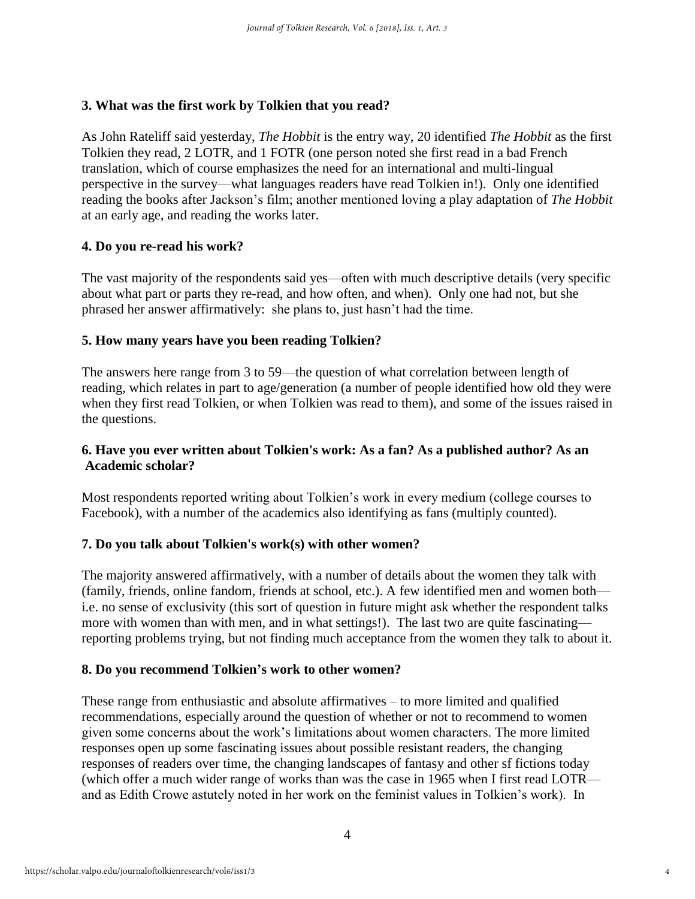**3. What was the first work by Tolkien that you read?**

As John Rateliff said yesterday, *The Hobbit* is the entry way, 20 identified *The Hobbit* as the first Tolkien they read, 2 LOTR, and 1 FOTR (one person noted she first read in a bad French translation, which of course emphasizes the need for an international and multi-lingual perspective in the survey—what languages readers have read Tolkien in!). Only one identified reading the books after Jackson's film; another mentioned loving a play adaptation of *The Hobbit* at an early age, and reading the works later.

**4. Do you re-read his work?**

The vast majority of the respondents said yes—often with much descriptive details (very specific about what part or parts they re-read, and how often, and when). Only one had not, but she phrased her answer affirmatively: she plans to, just hasn't had the time.

**5. How many years have you been reading Tolkien?**

The answers here range from 3 to 59—the question of what correlation between length of reading, which relates in part to age/generation (a number of people identified how old they were when they first read Tolkien, or when Tolkien was read to them), and some of the issues raised in the questions.

**6. Have you ever written about Tolkien's work: As a fan? As a published author? As an Academic scholar?**

Most respondents reported writing about Tolkien's work in every medium (college courses to Facebook), with a number of the academics also identifying as fans (multiply counted).

**7. Do you talk about Tolkien's work(s) with other women?**

The majority answered affirmatively, with a number of details about the women they talk with (family, friends, online fandom, friends at school, etc.). A few identified men and women both—i.e. no sense of exclusivity (this sort of question in future might ask whether the respondent talks more with women than with men, and in what settings!). The last two are quite fascinating—reporting problems trying, but not finding much acceptance from the women they talk to about it.

**8. Do you recommend Tolkien's work to other women?**

These range from enthusiastic and absolute affirmatives – to more limited and qualified recommendations, especially around the question of whether or not to recommend to women given some concerns about the work's limitations about women characters. The more limited responses open up some fascinating issues about possible resistant readers, the changing responses of readers over time, the changing landscapes of fantasy and other sf fictions today (which offer a much wider range of works than was the case in 1965 when I first read LOTR—and as Edith Crowe astutely noted in her work on the feminist values in Tolkien's work). In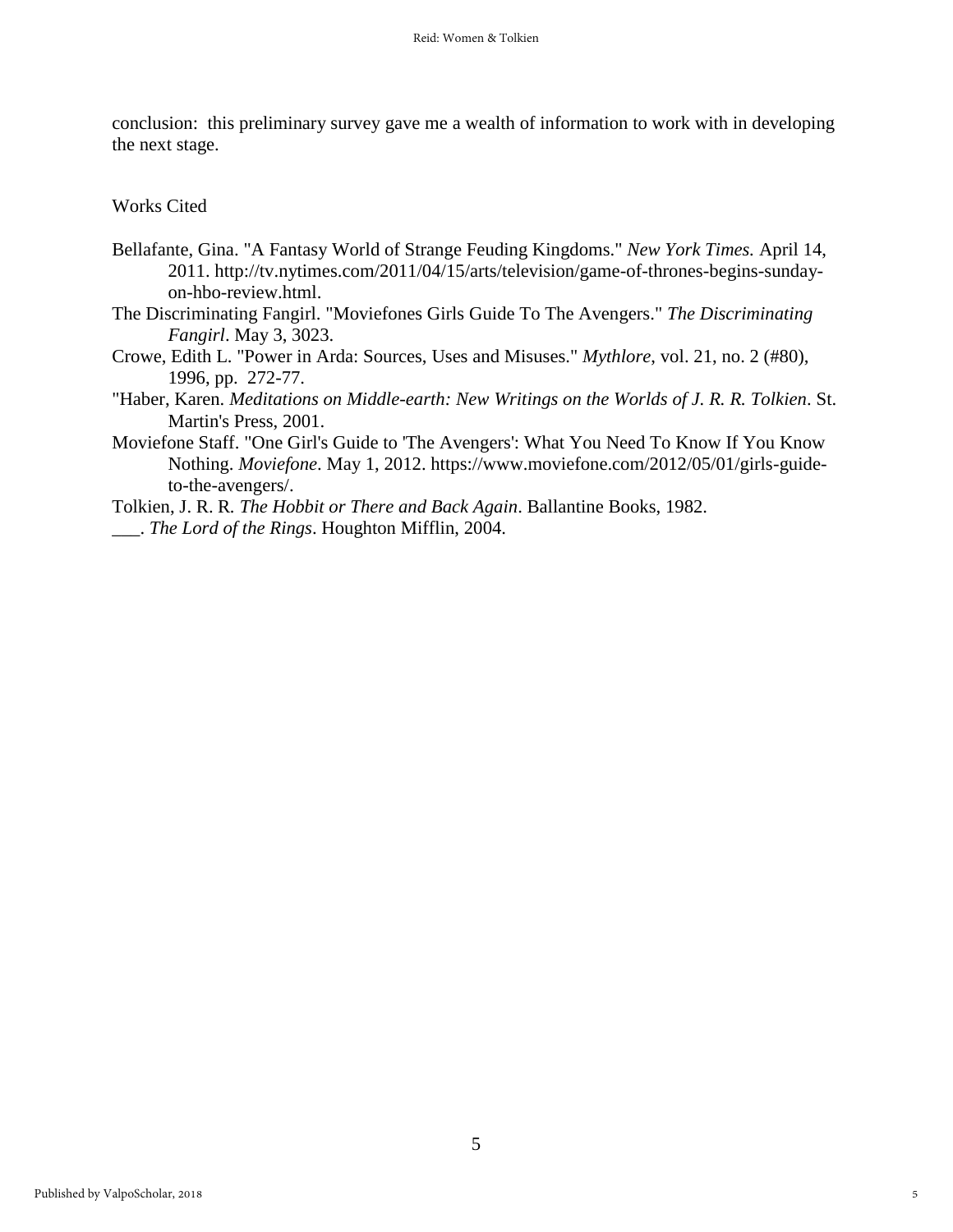conclusion: this preliminary survey gave me a wealth of information to work with in developing the next stage.

## Works Cited

Bellafante, Gina. "A Fantasy World of Strange Feuding Kingdoms." *New York Times.* April 14, 2011. http://tv.nytimes.com/2011/04/15/arts/television/game-of-thrones-begins-sunday-on-hbo-review.html.

The Discriminating Fangirl. "Moviefones Girls Guide To The Avengers." *The Discriminating Fangirl*. May 3, 3023.

Crowe, Edith L. "Power in Arda: Sources, Uses and Misuses." *Mythlore*, vol. 21, no. 2 (#80), 1996, pp. 272-77.

"Haber, Karen. *Meditations on Middle-earth: New Writings on the Worlds of J. R. R. Tolkien*. St. Martin's Press, 2001.

Moviefone Staff. "One Girl's Guide to 'The Avengers': What You Need To Know If You Know Nothing. *Moviefone*. May 1, 2012. https://www.moviefone.com/2012/05/01/girls-guide-to-the-avengers/.

Tolkien, J. R. R. *The Hobbit or There and Back Again*. Ballantine Books, 1982.

___. *The Lord of the Rings*. Houghton Mifflin, 2004.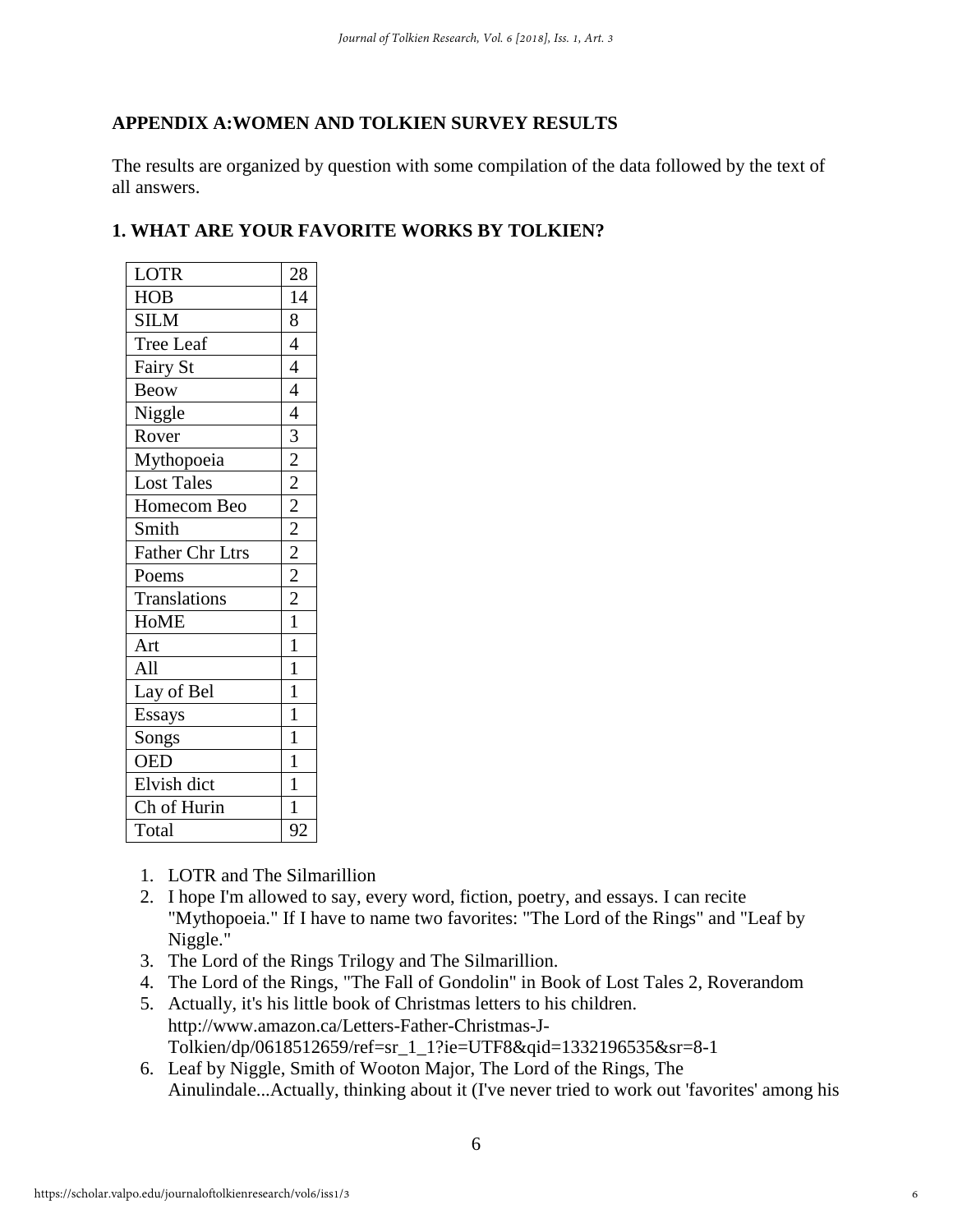## APPENDIX A:WOMEN AND TOLKIEN SURVEY RESULTS

The results are organized by question with some compilation of the data followed by the text of all answers.

### 1. WHAT ARE YOUR FAVORITE WORKS BY TOLKIEN?

| | |
|---|---|
| LOTR | 28 |
| HOB | 14 |
| SILM | 8 |
| Tree Leaf | 4 |
| Fairy St | 4 |
| Beow | 4 |
| Niggle | 4 |
| Rover | 3 |
| Mythopoeia | 2 |
| Lost Tales | 2 |
| Homecom Beo | 2 |
| Smith | 2 |
| Father Chr Ltrs | 2 |
| Poems | 2 |
| Translations | 2 |
| HoME | 1 |
| Art | 1 |
| All | 1 |
| Lay of Bel | 1 |
| Essays | 1 |
| Songs | 1 |
| OED | 1 |
| Elvish dict | 1 |
| Ch of Hurin | 1 |
| Total | 92 |

1. LOTR and The Silmarillion
2. I hope I'm allowed to say, every word, fiction, poetry, and essays. I can recite "Mythopoeia." If I have to name two favorites: "The Lord of the Rings" and "Leaf by Niggle."
3. The Lord of the Rings Trilogy and The Silmarillion.
4. The Lord of the Rings, "The Fall of Gondolin" in Book of Lost Tales 2, Roverandom
5. Actually, it's his little book of Christmas letters to his children. http://www.amazon.ca/Letters-Father-Christmas-J-Tolkien/dp/0618512659/ref=sr_1_1?ie=UTF8&qid=1332196535&sr=8-1
6. Leaf by Niggle, Smith of Wooton Major, The Lord of the Rings, The Ainulindale...Actually, thinking about it (I've never tried to work out 'favorites' among his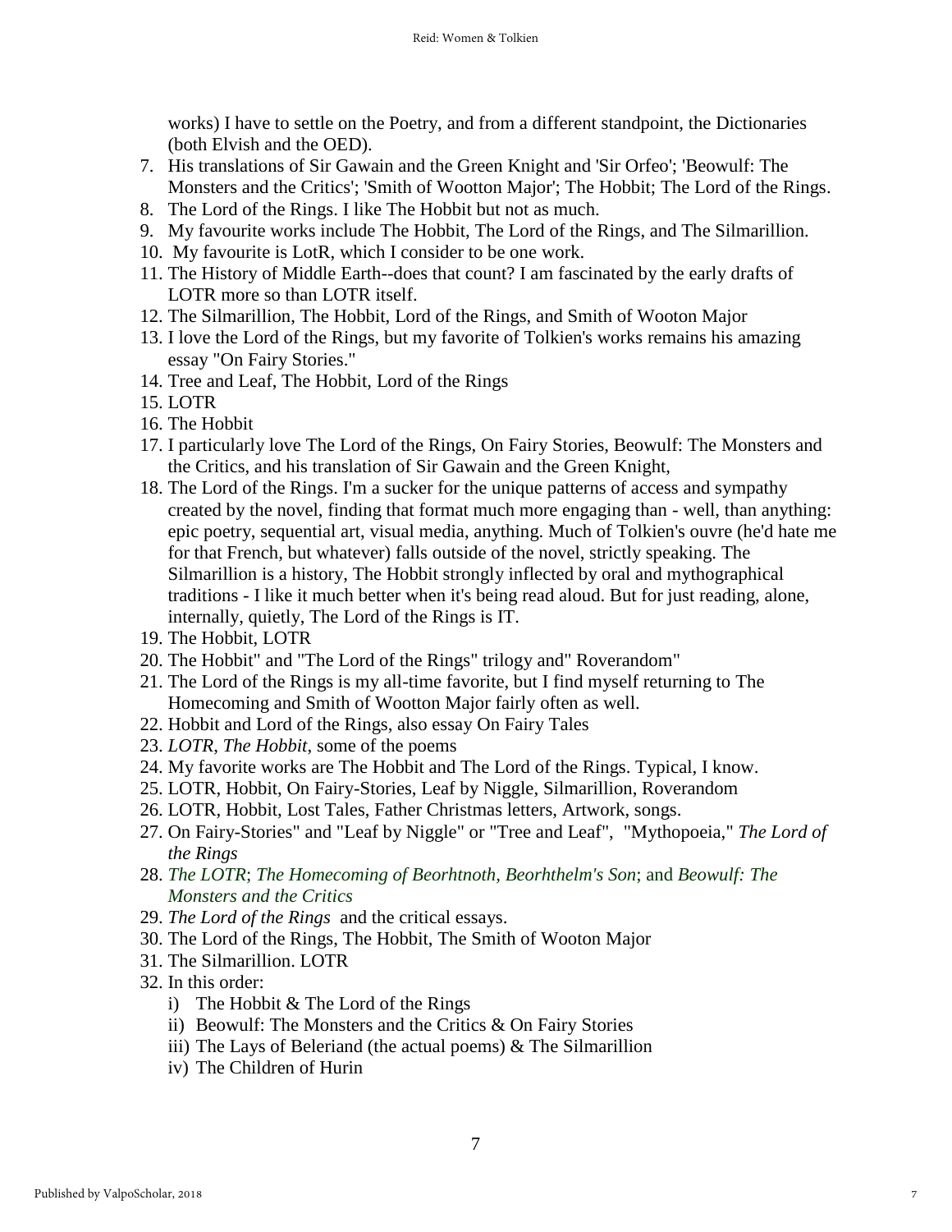works) I have to settle on the Poetry, and from a different standpoint, the Dictionaries (both Elvish and the OED).

7. His translations of Sir Gawain and the Green Knight and 'Sir Orfeo'; 'Beowulf: The Monsters and the Critics'; 'Smith of Wootton Major'; The Hobbit; The Lord of the Rings.
8. The Lord of the Rings. I like The Hobbit but not as much.
9. My favourite works include The Hobbit, The Lord of the Rings, and The Silmarillion.
10. My favourite is LotR, which I consider to be one work.
11. The History of Middle Earth--does that count? I am fascinated by the early drafts of LOTR more so than LOTR itself.
12. The Silmarillion, The Hobbit, Lord of the Rings, and Smith of Wooton Major
13. I love the Lord of the Rings, but my favorite of Tolkien's works remains his amazing essay "On Fairy Stories."
14. Tree and Leaf, The Hobbit, Lord of the Rings
15. LOTR
16. The Hobbit
17. I particularly love The Lord of the Rings, On Fairy Stories, Beowulf: The Monsters and the Critics, and his translation of Sir Gawain and the Green Knight,
18. The Lord of the Rings. I'm a sucker for the unique patterns of access and sympathy created by the novel, finding that format much more engaging than - well, than anything: epic poetry, sequential art, visual media, anything. Much of Tolkien's ouvre (he'd hate me for that French, but whatever) falls outside of the novel, strictly speaking. The Silmarillion is a history, The Hobbit strongly inflected by oral and mythographical traditions - I like it much better when it's being read aloud. But for just reading, alone, internally, quietly, The Lord of the Rings is IT.
19. The Hobbit, LOTR
20. The Hobbit" and "The Lord of the Rings" trilogy and" Roverandom"
21. The Lord of the Rings is my all-time favorite, but I find myself returning to The Homecoming and Smith of Wootton Major fairly often as well.
22. Hobbit and Lord of the Rings, also essay On Fairy Tales
23. *LOTR*, *The Hobbit*, some of the poems
24. My favorite works are The Hobbit and The Lord of the Rings. Typical, I know.
25. LOTR, Hobbit, On Fairy-Stories, Leaf by Niggle, Silmarillion, Roverandom
26. LOTR, Hobbit, Lost Tales, Father Christmas letters, Artwork, songs.
27. On Fairy-Stories" and "Leaf by Niggle" or "Tree and Leaf", "Mythopoeia," *The Lord of the Rings*
28. *The LOTR*; *The Homecoming of Beorhtnoth, Beorhthelm's Son*; and *Beowulf: The Monsters and the Critics*
29. *The Lord of the Rings* and the critical essays.
30. The Lord of the Rings, The Hobbit, The Smith of Wooton Major
31. The Silmarillion. LOTR
32. In this order:
    i) The Hobbit & The Lord of the Rings
    ii) Beowulf: The Monsters and the Critics & On Fairy Stories
    iii) The Lays of Beleriand (the actual poems) & The Silmarillion
    iv) The Children of Hurin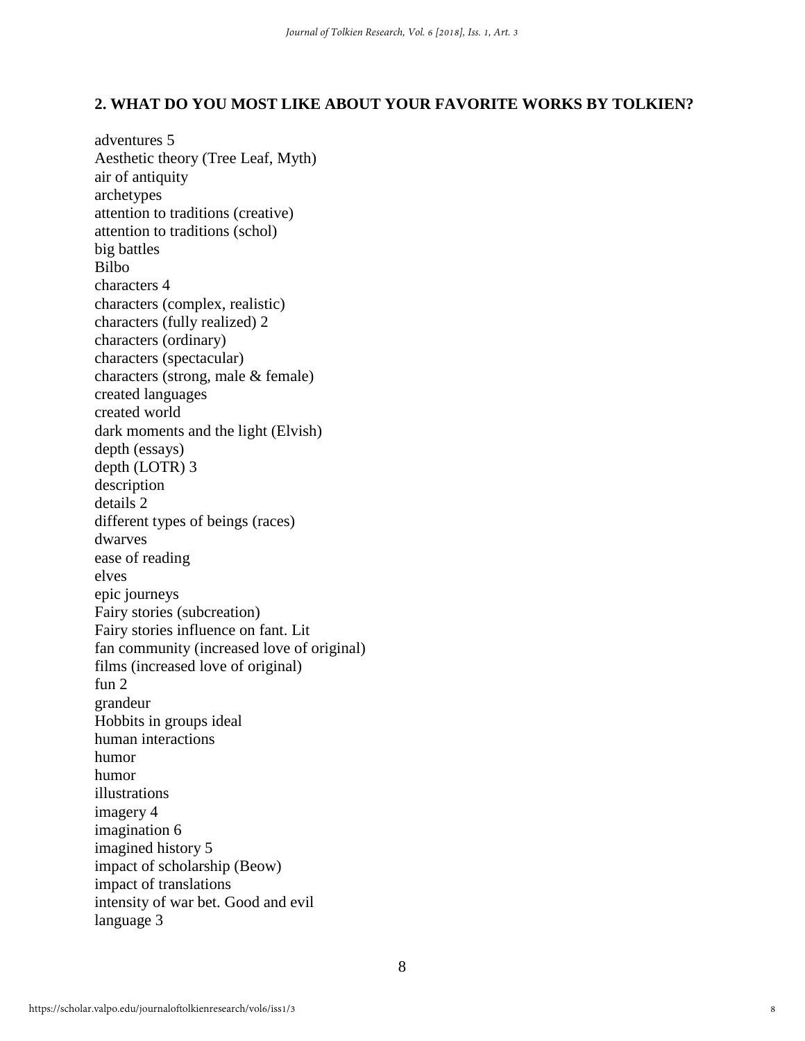## 2. WHAT DO YOU MOST LIKE ABOUT YOUR FAVORITE WORKS BY TOLKIEN?

adventures 5
Aesthetic theory (Tree Leaf, Myth)
air of antiquity
archetypes
attention to traditions (creative)
attention to traditions (schol)
big battles
Bilbo
characters 4
characters (complex, realistic)
characters (fully realized) 2
characters (ordinary)
characters (spectacular)
characters (strong, male & female)
created languages
created world
dark moments and the light (Elvish)
depth (essays)
depth (LOTR) 3
description
details 2
different types of beings (races)
dwarves
ease of reading
elves
epic journeys
Fairy stories (subcreation)
Fairy stories influence on fant. Lit
fan community (increased love of original)
films (increased love of original)
fun 2
grandeur
Hobbits in groups ideal
human interactions
humor
humor
illustrations
imagery 4
imagination 6
imagined history 5
impact of scholarship (Beow)
impact of translations
intensity of war bet. Good and evil
language 3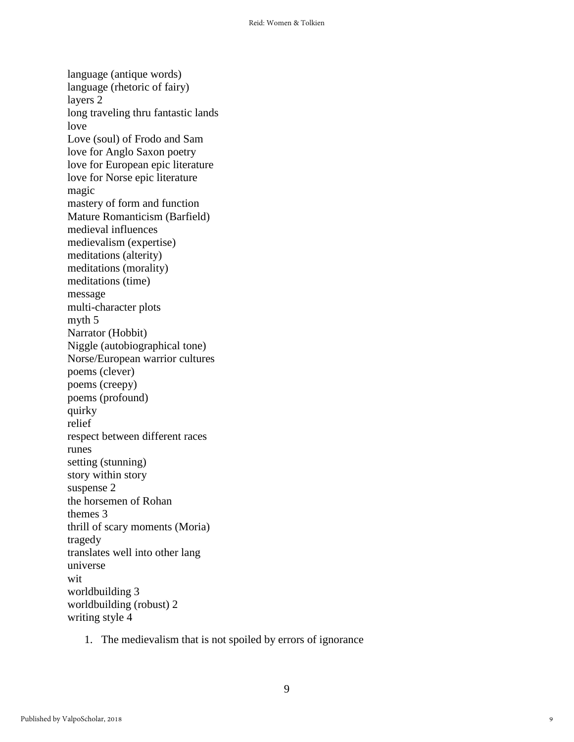language (antique words)
language (rhetoric of fairy)
layers 2
long traveling thru fantastic lands
love
Love (soul) of Frodo and Sam
love for Anglo Saxon poetry
love for European epic literature
love for Norse epic literature
magic
mastery of form and function
Mature Romanticism (Barfield)
medieval influences
medievalism (expertise)
meditations (alterity)
meditations (morality)
meditations (time)
message
multi-character plots
myth 5
Narrator (Hobbit)
Niggle (autobiographical tone)
Norse/European warrior cultures
poems (clever)
poems (creepy)
poems (profound)
quirky
relief
respect between different races
runes
setting (stunning)
story within story
suspense 2
the horsemen of Rohan
themes 3
thrill of scary moments (Moria)
tragedy
translates well into other lang
universe
wit
worldbuilding 3
worldbuilding (robust) 2
writing style 4

1. The medievalism that is not spoiled by errors of ignorance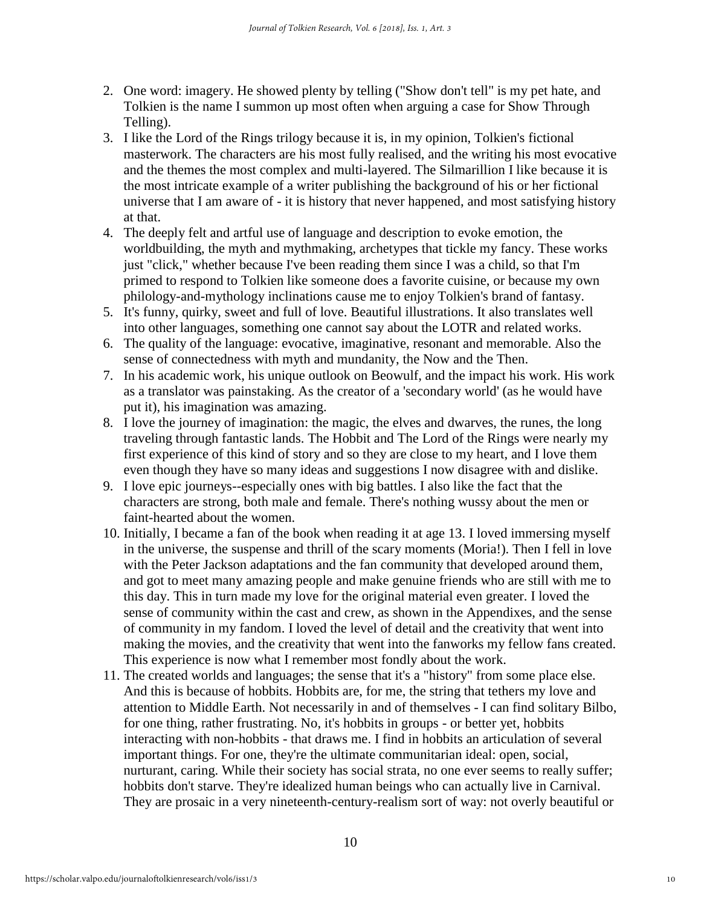2. One word: imagery. He showed plenty by telling ("Show don't tell" is my pet hate, and Tolkien is the name I summon up most often when arguing a case for Show Through Telling).
3. I like the Lord of the Rings trilogy because it is, in my opinion, Tolkien's fictional masterwork. The characters are his most fully realised, and the writing his most evocative and the themes the most complex and multi-layered. The Silmarillion I like because it is the most intricate example of a writer publishing the background of his or her fictional universe that I am aware of - it is history that never happened, and most satisfying history at that.
4. The deeply felt and artful use of language and description to evoke emotion, the worldbuilding, the myth and mythmaking, archetypes that tickle my fancy. These works just "click," whether because I've been reading them since I was a child, so that I'm primed to respond to Tolkien like someone does a favorite cuisine, or because my own philology-and-mythology inclinations cause me to enjoy Tolkien's brand of fantasy.
5. It's funny, quirky, sweet and full of love. Beautiful illustrations. It also translates well into other languages, something one cannot say about the LOTR and related works.
6. The quality of the language: evocative, imaginative, resonant and memorable. Also the sense of connectedness with myth and mundanity, the Now and the Then.
7. In his academic work, his unique outlook on Beowulf, and the impact his work. His work as a translator was painstaking. As the creator of a 'secondary world' (as he would have put it), his imagination was amazing.
8. I love the journey of imagination: the magic, the elves and dwarves, the runes, the long traveling through fantastic lands. The Hobbit and The Lord of the Rings were nearly my first experience of this kind of story and so they are close to my heart, and I love them even though they have so many ideas and suggestions I now disagree with and dislike.
9. I love epic journeys--especially ones with big battles. I also like the fact that the characters are strong, both male and female. There's nothing wussy about the men or faint-hearted about the women.
10. Initially, I became a fan of the book when reading it at age 13. I loved immersing myself in the universe, the suspense and thrill of the scary moments (Moria!). Then I fell in love with the Peter Jackson adaptations and the fan community that developed around them, and got to meet many amazing people and make genuine friends who are still with me to this day. This in turn made my love for the original material even greater. I loved the sense of community within the cast and crew, as shown in the Appendixes, and the sense of community in my fandom. I loved the level of detail and the creativity that went into making the movies, and the creativity that went into the fanworks my fellow fans created. This experience is now what I remember most fondly about the work.
11. The created worlds and languages; the sense that it's a "history" from some place else. And this is because of hobbits. Hobbits are, for me, the string that tethers my love and attention to Middle Earth. Not necessarily in and of themselves - I can find solitary Bilbo, for one thing, rather frustrating. No, it's hobbits in groups - or better yet, hobbits interacting with non-hobbits - that draws me. I find in hobbits an articulation of several important things. For one, they're the ultimate communitarian ideal: open, social, nurturant, caring. While their society has social strata, no one ever seems to really suffer; hobbits don't starve. They're idealized human beings who can actually live in Carnival. They are prosaic in a very nineteenth-century-realism sort of way: not overly beautiful or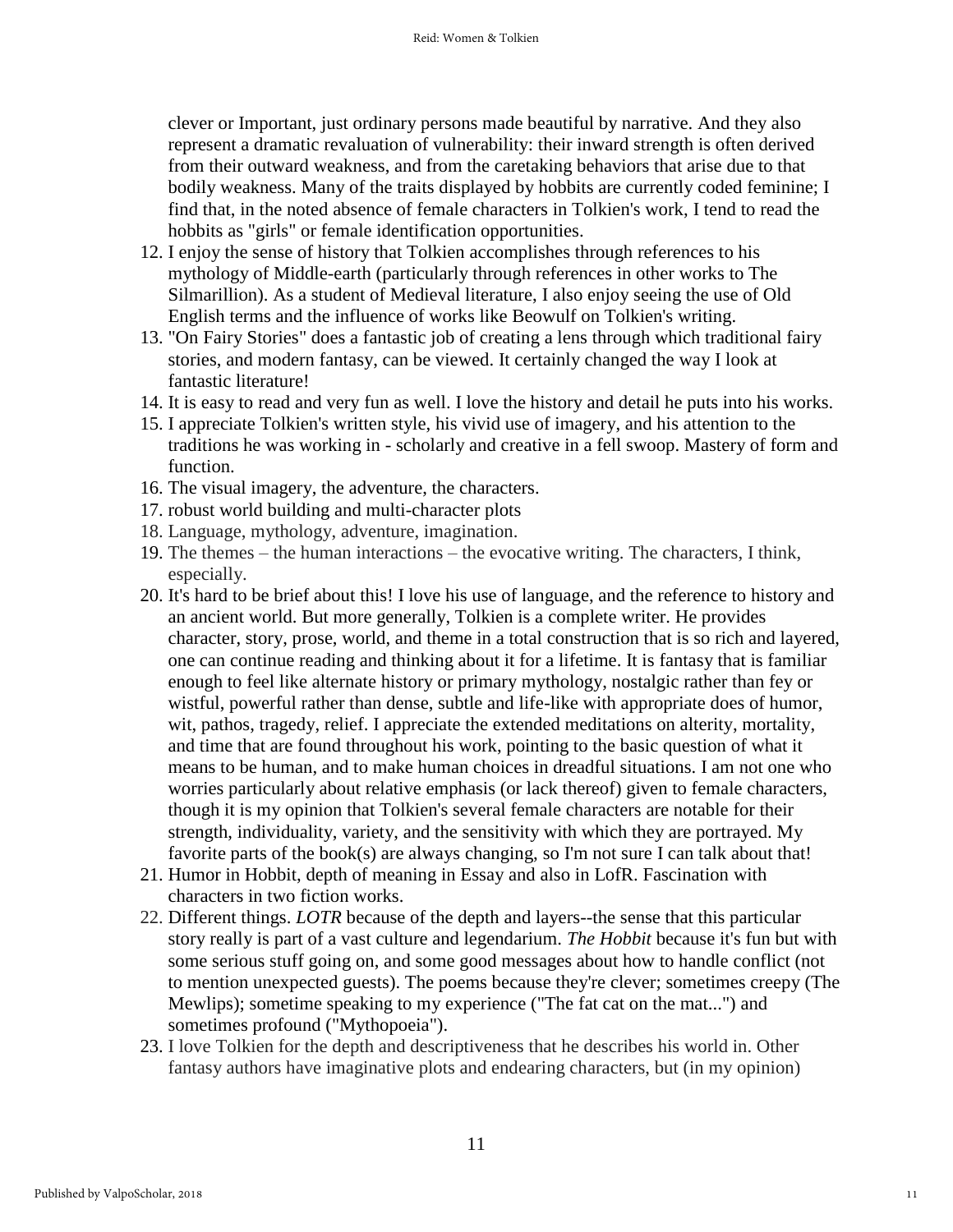clever or Important, just ordinary persons made beautiful by narrative. And they also represent a dramatic revaluation of vulnerability: their inward strength is often derived from their outward weakness, and from the caretaking behaviors that arise due to that bodily weakness. Many of the traits displayed by hobbits are currently coded feminine; I find that, in the noted absence of female characters in Tolkien's work, I tend to read the hobbits as "girls" or female identification opportunities.

12. I enjoy the sense of history that Tolkien accomplishes through references to his mythology of Middle-earth (particularly through references in other works to The Silmarillion). As a student of Medieval literature, I also enjoy seeing the use of Old English terms and the influence of works like Beowulf on Tolkien's writing.
13. "On Fairy Stories" does a fantastic job of creating a lens through which traditional fairy stories, and modern fantasy, can be viewed. It certainly changed the way I look at fantastic literature!
14. It is easy to read and very fun as well. I love the history and detail he puts into his works.
15. I appreciate Tolkien's written style, his vivid use of imagery, and his attention to the traditions he was working in - scholarly and creative in a fell swoop. Mastery of form and function.
16. The visual imagery, the adventure, the characters.
17. robust world building and multi-character plots
18. Language, mythology, adventure, imagination.
19. The themes – the human interactions – the evocative writing. The characters, I think, especially.
20. It's hard to be brief about this! I love his use of language, and the reference to history and an ancient world. But more generally, Tolkien is a complete writer. He provides character, story, prose, world, and theme in a total construction that is so rich and layered, one can continue reading and thinking about it for a lifetime. It is fantasy that is familiar enough to feel like alternate history or primary mythology, nostalgic rather than fey or wistful, powerful rather than dense, subtle and life-like with appropriate does of humor, wit, pathos, tragedy, relief. I appreciate the extended meditations on alterity, mortality, and time that are found throughout his work, pointing to the basic question of what it means to be human, and to make human choices in dreadful situations. I am not one who worries particularly about relative emphasis (or lack thereof) given to female characters, though it is my opinion that Tolkien's several female characters are notable for their strength, individuality, variety, and the sensitivity with which they are portrayed. My favorite parts of the book(s) are always changing, so I'm not sure I can talk about that!
21. Humor in Hobbit, depth of meaning in Essay and also in LofR. Fascination with characters in two fiction works.
22. Different things. *LOTR* because of the depth and layers--the sense that this particular story really is part of a vast culture and legendarium. *The Hobbit* because it's fun but with some serious stuff going on, and some good messages about how to handle conflict (not to mention unexpected guests). The poems because they're clever; sometimes creepy (The Mewlips); sometime speaking to my experience ("The fat cat on the mat...") and sometimes profound ("Mythopoeia").
23. I love Tolkien for the depth and descriptiveness that he describes his world in. Other fantasy authors have imaginative plots and endearing characters, but (in my opinion)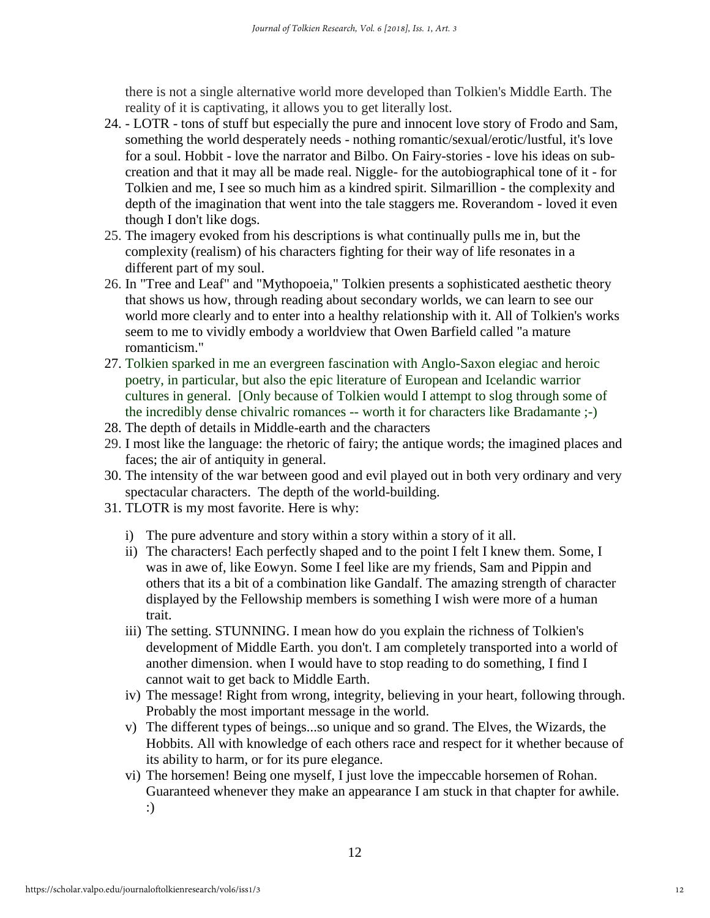there is not a single alternative world more developed than Tolkien's Middle Earth. The reality of it is captivating, it allows you to get literally lost.

24. - LOTR - tons of stuff but especially the pure and innocent love story of Frodo and Sam, something the world desperately needs - nothing romantic/sexual/erotic/lustful, it's love for a soul. Hobbit - love the narrator and Bilbo. On Fairy-stories - love his ideas on sub-creation and that it may all be made real. Niggle- for the autobiographical tone of it - for Tolkien and me, I see so much him as a kindred spirit. Silmarillion - the complexity and depth of the imagination that went into the tale staggers me. Roverandom - loved it even though I don't like dogs.
25. The imagery evoked from his descriptions is what continually pulls me in, but the complexity (realism) of his characters fighting for their way of life resonates in a different part of my soul.
26. In "Tree and Leaf" and "Mythopoeia," Tolkien presents a sophisticated aesthetic theory that shows us how, through reading about secondary worlds, we can learn to see our world more clearly and to enter into a healthy relationship with it. All of Tolkien's works seem to me to vividly embody a worldview that Owen Barfield called "a mature romanticism."
27. Tolkien sparked in me an evergreen fascination with Anglo-Saxon elegiac and heroic poetry, in particular, but also the epic literature of European and Icelandic warrior cultures in general. [Only because of Tolkien would I attempt to slog through some of the incredibly dense chivalric romances -- worth it for characters like Bradamante ;-)
28. The depth of details in Middle-earth and the characters
29. I most like the language: the rhetoric of fairy; the antique words; the imagined places and faces; the air of antiquity in general.
30. The intensity of the war between good and evil played out in both very ordinary and very spectacular characters. The depth of the world-building.
31. TLOTR is my most favorite. Here is why:

    i) The pure adventure and story within a story within a story of it all.
    ii) The characters! Each perfectly shaped and to the point I felt I knew them. Some, I was in awe of, like Eowyn. Some I feel like are my friends, Sam and Pippin and others that its a bit of a combination like Gandalf. The amazing strength of character displayed by the Fellowship members is something I wish were more of a human trait.
    iii) The setting. STUNNING. I mean how do you explain the richness of Tolkien's development of Middle Earth. you don't. I am completely transported into a world of another dimension. when I would have to stop reading to do something, I find I cannot wait to get back to Middle Earth.
    iv) The message! Right from wrong, integrity, believing in your heart, following through. Probably the most important message in the world.
    v) The different types of beings...so unique and so grand. The Elves, the Wizards, the Hobbits. All with knowledge of each others race and respect for it whether because of its ability to harm, or for its pure elegance.
    vi) The horsemen! Being one myself, I just love the impeccable horsemen of Rohan. Guaranteed whenever they make an appearance I am stuck in that chapter for awhile. :)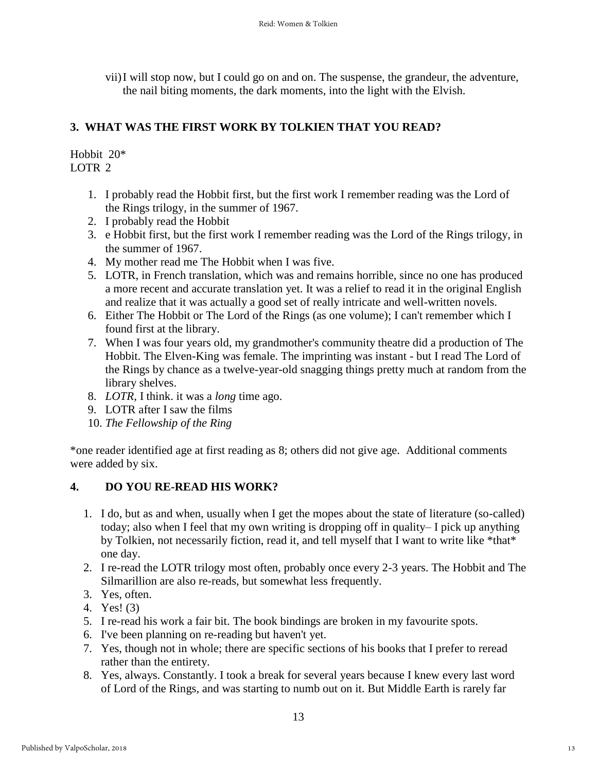vii) I will stop now, but I could go on and on. The suspense, the grandeur, the adventure, the nail biting moments, the dark moments, into the light with the Elvish.

### 3. WHAT WAS THE FIRST WORK BY TOLKIEN THAT YOU READ?

Hobbit 20*
LOTR 2

1. I probably read the Hobbit first, but the first work I remember reading was the Lord of the Rings trilogy, in the summer of 1967.
2. I probably read the Hobbit
3. e Hobbit first, but the first work I remember reading was the Lord of the Rings trilogy, in the summer of 1967.
4. My mother read me The Hobbit when I was five.
5. LOTR, in French translation, which was and remains horrible, since no one has produced a more recent and accurate translation yet. It was a relief to read it in the original English and realize that it was actually a good set of really intricate and well-written novels.
6. Either The Hobbit or The Lord of the Rings (as one volume); I can't remember which I found first at the library.
7. When I was four years old, my grandmother's community theatre did a production of The Hobbit. The Elven-King was female. The imprinting was instant - but I read The Lord of the Rings by chance as a twelve-year-old snagging things pretty much at random from the library shelves.
8. *LOTR*, I think. it was a *long* time ago.
9. LOTR after I saw the films
10. *The Fellowship of the Ring*

*one reader identified age at first reading as 8; others did not give age. Additional comments were added by six.

### 4. DO YOU RE-READ HIS WORK?

1. I do, but as and when, usually when I get the mopes about the state of literature (so-called) today; also when I feel that my own writing is dropping off in quality– I pick up anything by Tolkien, not necessarily fiction, read it, and tell myself that I want to write like *that* one day.
2. I re-read the LOTR trilogy most often, probably once every 2-3 years. The Hobbit and The Silmarillion are also re-reads, but somewhat less frequently.
3. Yes, often.
4. Yes! (3)
5. I re-read his work a fair bit. The book bindings are broken in my favourite spots.
6. I've been planning on re-reading but haven't yet.
7. Yes, though not in whole; there are specific sections of his books that I prefer to reread rather than the entirety.
8. Yes, always. Constantly. I took a break for several years because I knew every last word of Lord of the Rings, and was starting to numb out on it. But Middle Earth is rarely far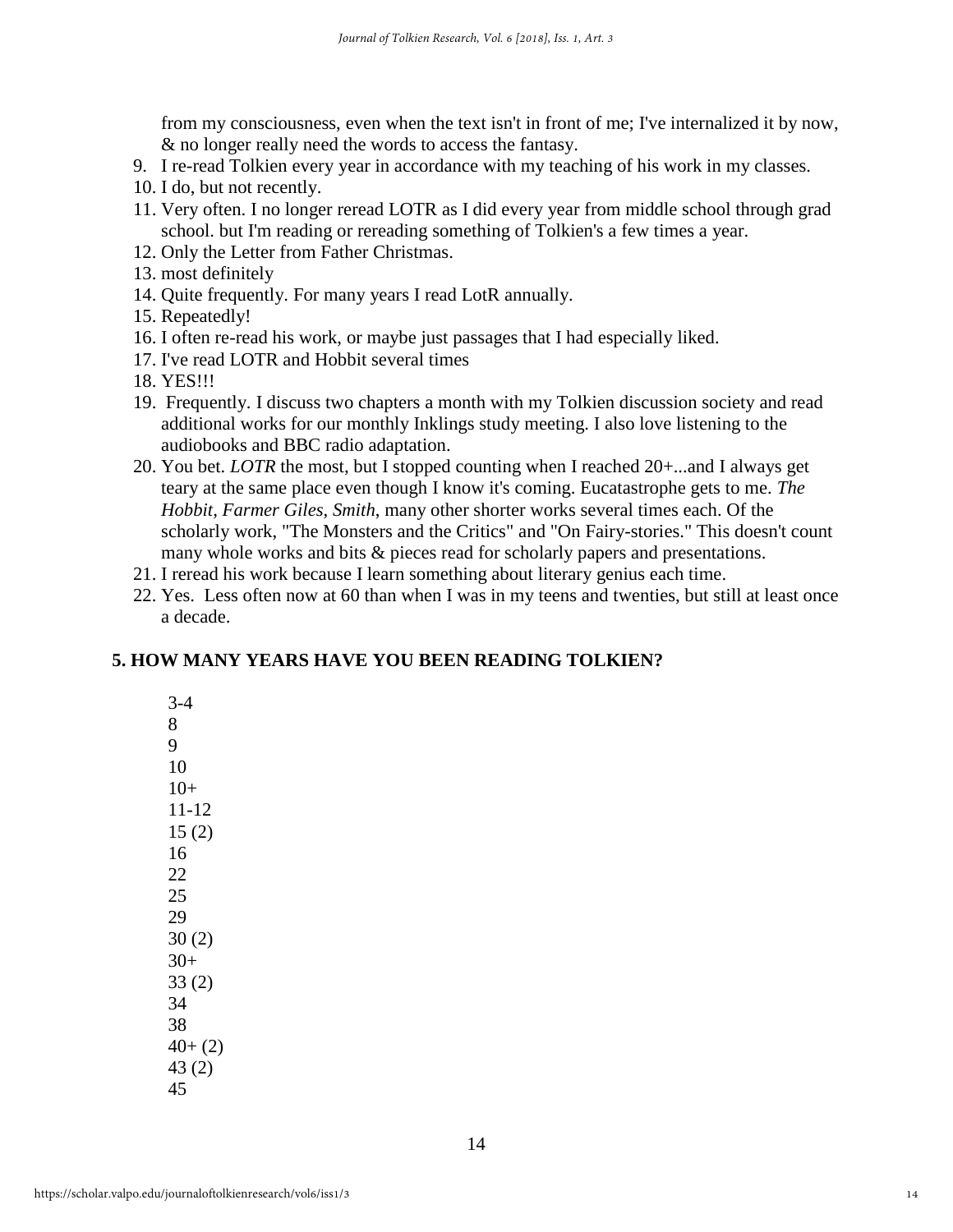from my consciousness, even when the text isn't in front of me; I've internalized it by now, & no longer really need the words to access the fantasy.

9. I re-read Tolkien every year in accordance with my teaching of his work in my classes.
10. I do, but not recently.
11. Very often. I no longer reread LOTR as I did every year from middle school through grad school. but I'm reading or rereading something of Tolkien's a few times a year.
12. Only the Letter from Father Christmas.
13. most definitely
14. Quite frequently. For many years I read LotR annually.
15. Repeatedly!
16. I often re-read his work, or maybe just passages that I had especially liked.
17. I've read LOTR and Hobbit several times
18. YES!!!
19. Frequently. I discuss two chapters a month with my Tolkien discussion society and read additional works for our monthly Inklings study meeting. I also love listening to the audiobooks and BBC radio adaptation.
20. You bet. *LOTR* the most, but I stopped counting when I reached 20+...and I always get teary at the same place even though I know it's coming. Eucatastrophe gets to me. *The Hobbit*, *Farmer Giles*, *Smith*, many other shorter works several times each. Of the scholarly work, "The Monsters and the Critics" and "On Fairy-stories." This doesn't count many whole works and bits & pieces read for scholarly papers and presentations.
21. I reread his work because I learn something about literary genius each time.
22. Yes. Less often now at 60 than when I was in my teens and twenties, but still at least once a decade.

## 5. HOW MANY YEARS HAVE YOU BEEN READING TOLKIEN?

3-4
8
9
10
10+
11-12
15 (2)
16
22
25
29
30 (2)
30+
33 (2)
34
38
40+ (2)
43 (2)
45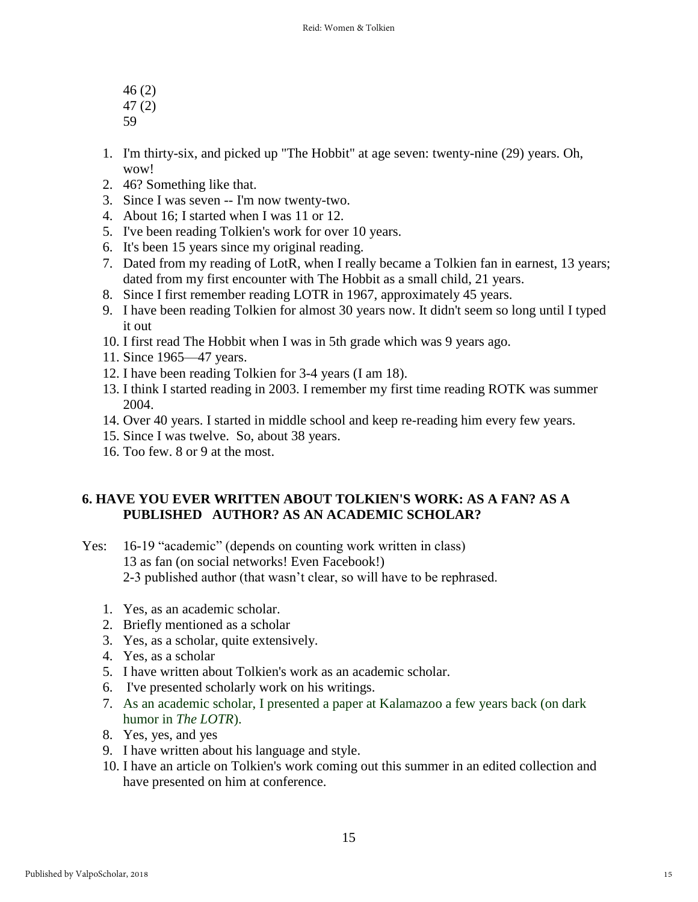46 (2)
47 (2)
59

1. I'm thirty-six, and picked up "The Hobbit" at age seven: twenty-nine (29) years. Oh, wow!
2. 46? Something like that.
3. Since I was seven -- I'm now twenty-two.
4. About 16; I started when I was 11 or 12.
5. I've been reading Tolkien's work for over 10 years.
6. It's been 15 years since my original reading.
7. Dated from my reading of LotR, when I really became a Tolkien fan in earnest, 13 years; dated from my first encounter with The Hobbit as a small child, 21 years.
8. Since I first remember reading LOTR in 1967, approximately 45 years.
9. I have been reading Tolkien for almost 30 years now. It didn't seem so long until I typed it out
10. I first read The Hobbit when I was in 5th grade which was 9 years ago.
11. Since 1965—47 years.
12. I have been reading Tolkien for 3-4 years (I am 18).
13. I think I started reading in 2003. I remember my first time reading ROTK was summer 2004.
14. Over 40 years. I started in middle school and keep re-reading him every few years.
15. Since I was twelve. So, about 38 years.
16. Too few. 8 or 9 at the most.

## 6. HAVE YOU EVER WRITTEN ABOUT TOLKIEN'S WORK: AS A FAN? AS A PUBLISHED AUTHOR? AS AN ACADEMIC SCHOLAR?

Yes: 16-19 "academic" (depends on counting work written in class)
13 as fan (on social networks! Even Facebook!)
2-3 published author (that wasn't clear, so will have to be rephrased.

1. Yes, as an academic scholar.
2. Briefly mentioned as a scholar
3. Yes, as a scholar, quite extensively.
4. Yes, as a scholar
5. I have written about Tolkien's work as an academic scholar.
6. I've presented scholarly work on his writings.
7. As an academic scholar, I presented a paper at Kalamazoo a few years back (on dark humor in *The LOTR*).
8. Yes, yes, and yes
9. I have written about his language and style.
10. I have an article on Tolkien's work coming out this summer in an edited collection and have presented on him at conference.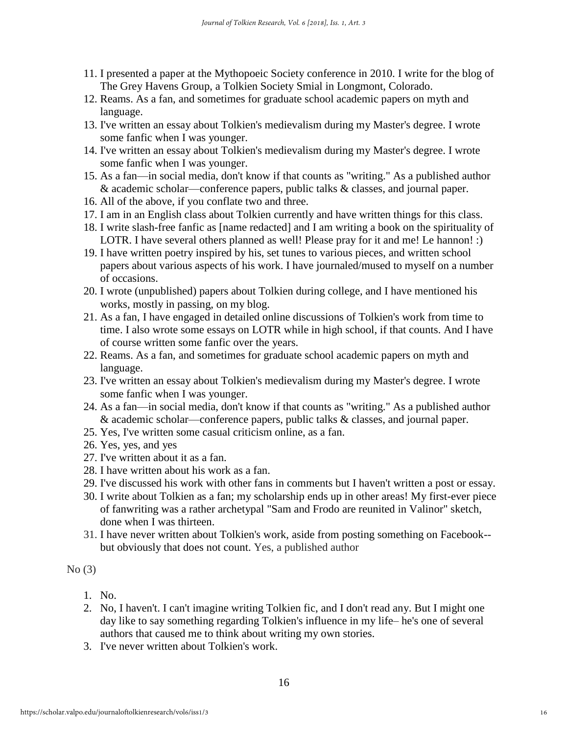11. I presented a paper at the Mythopoeic Society conference in 2010. I write for the blog of The Grey Havens Group, a Tolkien Society Smial in Longmont, Colorado.
12. Reams. As a fan, and sometimes for graduate school academic papers on myth and language.
13. I've written an essay about Tolkien's medievalism during my Master's degree. I wrote some fanfic when I was younger.
14. I've written an essay about Tolkien's medievalism during my Master's degree. I wrote some fanfic when I was younger.
15. As a fan—in social media, don't know if that counts as "writing." As a published author & academic scholar—conference papers, public talks & classes, and journal paper.
16. All of the above, if you conflate two and three.
17. I am in an English class about Tolkien currently and have written things for this class.
18. I write slash-free fanfic as [name redacted] and I am writing a book on the spirituality of LOTR. I have several others planned as well! Please pray for it and me! Le hannon! :)
19. I have written poetry inspired by his, set tunes to various pieces, and written school papers about various aspects of his work. I have journaled/mused to myself on a number of occasions.
20. I wrote (unpublished) papers about Tolkien during college, and I have mentioned his works, mostly in passing, on my blog.
21. As a fan, I have engaged in detailed online discussions of Tolkien's work from time to time. I also wrote some essays on LOTR while in high school, if that counts. And I have of course written some fanfic over the years.
22. Reams. As a fan, and sometimes for graduate school academic papers on myth and language.
23. I've written an essay about Tolkien's medievalism during my Master's degree. I wrote some fanfic when I was younger.
24. As a fan—in social media, don't know if that counts as "writing." As a published author & academic scholar—conference papers, public talks & classes, and journal paper.
25. Yes, I've written some casual criticism online, as a fan.
26. Yes, yes, and yes
27. I've written about it as a fan.
28. I have written about his work as a fan.
29. I've discussed his work with other fans in comments but I haven't written a post or essay.
30. I write about Tolkien as a fan; my scholarship ends up in other areas! My first-ever piece of fanwriting was a rather archetypal "Sam and Frodo are reunited in Valinor" sketch, done when I was thirteen.
31. I have never written about Tolkien's work, aside from posting something on Facebook--but obviously that does not count. Yes, a published author

No (3)

1. No.
2. No, I haven't. I can't imagine writing Tolkien fic, and I don't read any. But I might one day like to say something regarding Tolkien's influence in my life– he's one of several authors that caused me to think about writing my own stories.
3. I've never written about Tolkien's work.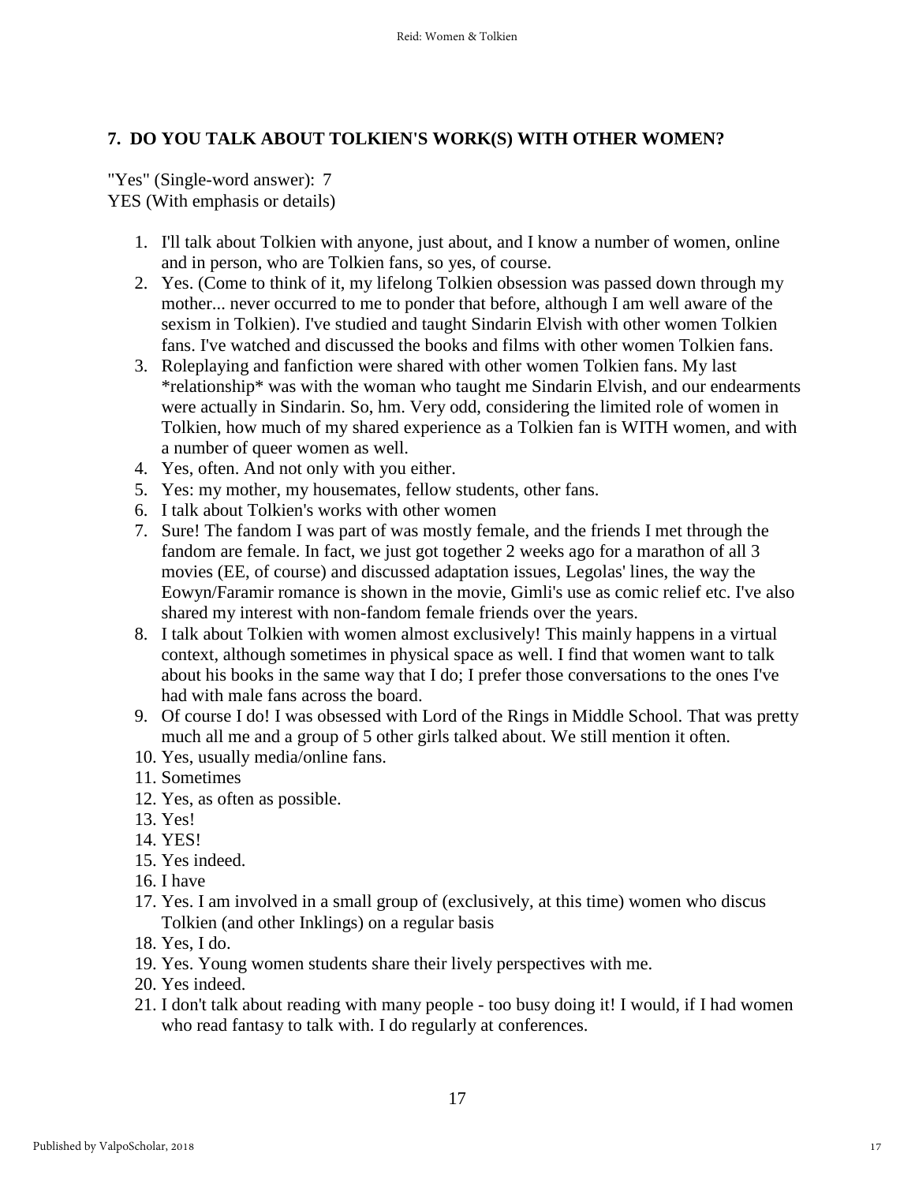## 7. DO YOU TALK ABOUT TOLKIEN'S WORK(S) WITH OTHER WOMEN?

"Yes" (Single-word answer): 7
YES (With emphasis or details)

1. I'll talk about Tolkien with anyone, just about, and I know a number of women, online and in person, who are Tolkien fans, so yes, of course.
2. Yes. (Come to think of it, my lifelong Tolkien obsession was passed down through my mother... never occurred to me to ponder that before, although I am well aware of the sexism in Tolkien). I've studied and taught Sindarin Elvish with other women Tolkien fans. I've watched and discussed the books and films with other women Tolkien fans.
3. Roleplaying and fanfiction were shared with other women Tolkien fans. My last *relationship* was with the woman who taught me Sindarin Elvish, and our endearments were actually in Sindarin. So, hm. Very odd, considering the limited role of women in Tolkien, how much of my shared experience as a Tolkien fan is WITH women, and with a number of queer women as well.
4. Yes, often. And not only with you either.
5. Yes: my mother, my housemates, fellow students, other fans.
6. I talk about Tolkien's works with other women
7. Sure! The fandom I was part of was mostly female, and the friends I met through the fandom are female. In fact, we just got together 2 weeks ago for a marathon of all 3 movies (EE, of course) and discussed adaptation issues, Legolas' lines, the way the Eowyn/Faramir romance is shown in the movie, Gimli's use as comic relief etc. I've also shared my interest with non-fandom female friends over the years.
8. I talk about Tolkien with women almost exclusively! This mainly happens in a virtual context, although sometimes in physical space as well. I find that women want to talk about his books in the same way that I do; I prefer those conversations to the ones I've had with male fans across the board.
9. Of course I do! I was obsessed with Lord of the Rings in Middle School. That was pretty much all me and a group of 5 other girls talked about. We still mention it often.
10. Yes, usually media/online fans.
11. Sometimes
12. Yes, as often as possible.
13. Yes!
14. YES!
15. Yes indeed.
16. I have
17. Yes. I am involved in a small group of (exclusively, at this time) women who discus Tolkien (and other Inklings) on a regular basis
18. Yes, I do.
19. Yes. Young women students share their lively perspectives with me.
20. Yes indeed.
21. I don't talk about reading with many people - too busy doing it! I would, if I had women who read fantasy to talk with. I do regularly at conferences.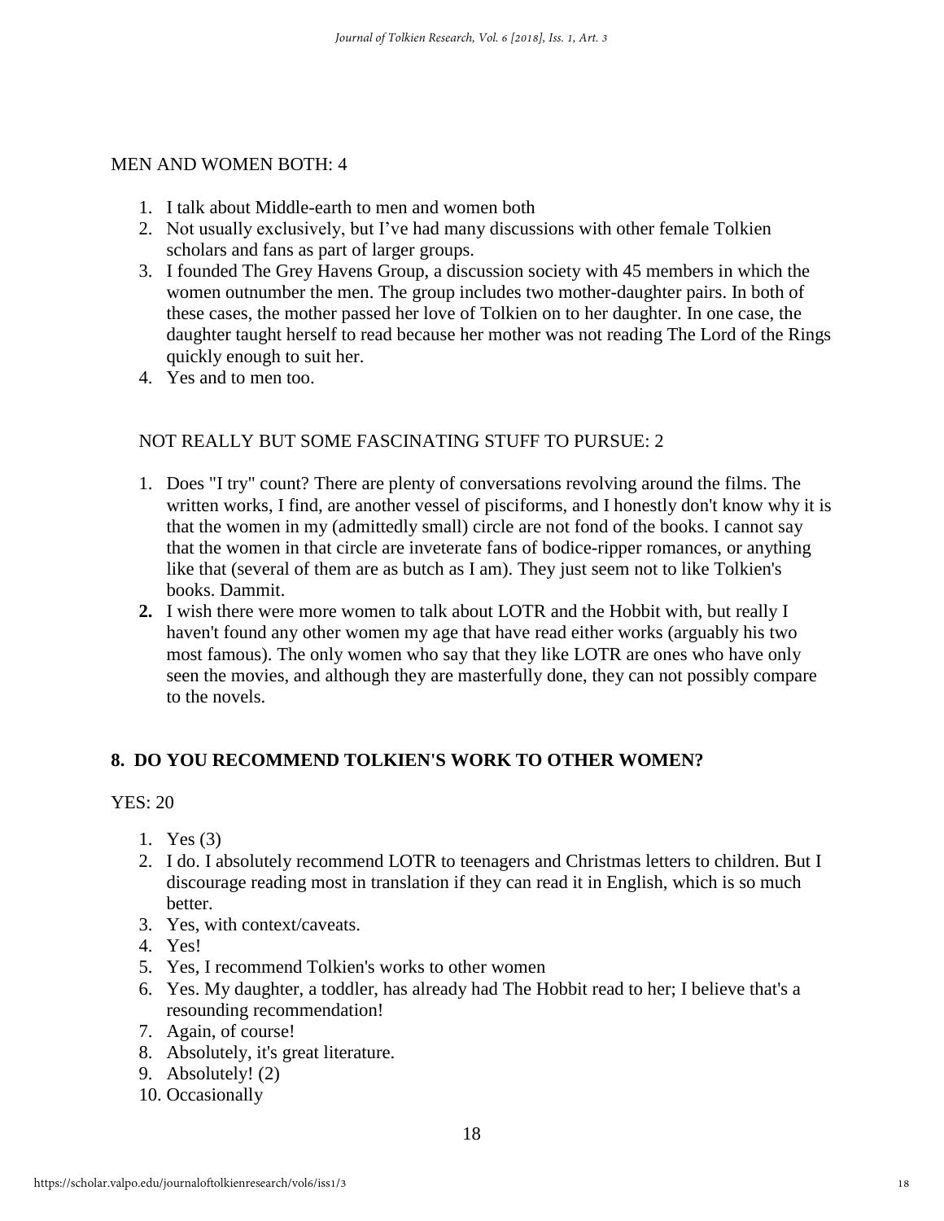MEN AND WOMEN BOTH: 4

1. I talk about Middle-earth to men and women both
2. Not usually exclusively, but I've had many discussions with other female Tolkien scholars and fans as part of larger groups.
3. I founded The Grey Havens Group, a discussion society with 45 members in which the women outnumber the men. The group includes two mother-daughter pairs. In both of these cases, the mother passed her love of Tolkien on to her daughter. In one case, the daughter taught herself to read because her mother was not reading The Lord of the Rings quickly enough to suit her.
4. Yes and to men too.

NOT REALLY BUT SOME FASCINATING STUFF TO PURSUE: 2

1. Does "I try" count? There are plenty of conversations revolving around the films. The written works, I find, are another vessel of pisciforms, and I honestly don't know why it is that the women in my (admittedly small) circle are not fond of the books. I cannot say that the women in that circle are inveterate fans of bodice-ripper romances, or anything like that (several of them are as butch as I am). They just seem not to like Tolkien's books. Dammit.
2. I wish there were more women to talk about LOTR and the Hobbit with, but really I haven't found any other women my age that have read either works (arguably his two most famous). The only women who say that they like LOTR are ones who have only seen the movies, and although they are masterfully done, they can not possibly compare to the novels.

## 8. DO YOU RECOMMEND TOLKIEN'S WORK TO OTHER WOMEN?

YES: 20

1. Yes (3)
2. I do. I absolutely recommend LOTR to teenagers and Christmas letters to children. But I discourage reading most in translation if they can read it in English, which is so much better.
3. Yes, with context/caveats.
4. Yes!
5. Yes, I recommend Tolkien's works to other women
6. Yes. My daughter, a toddler, has already had The Hobbit read to her; I believe that's a resounding recommendation!
7. Again, of course!
8. Absolutely, it's great literature.
9. Absolutely! (2)
10. Occasionally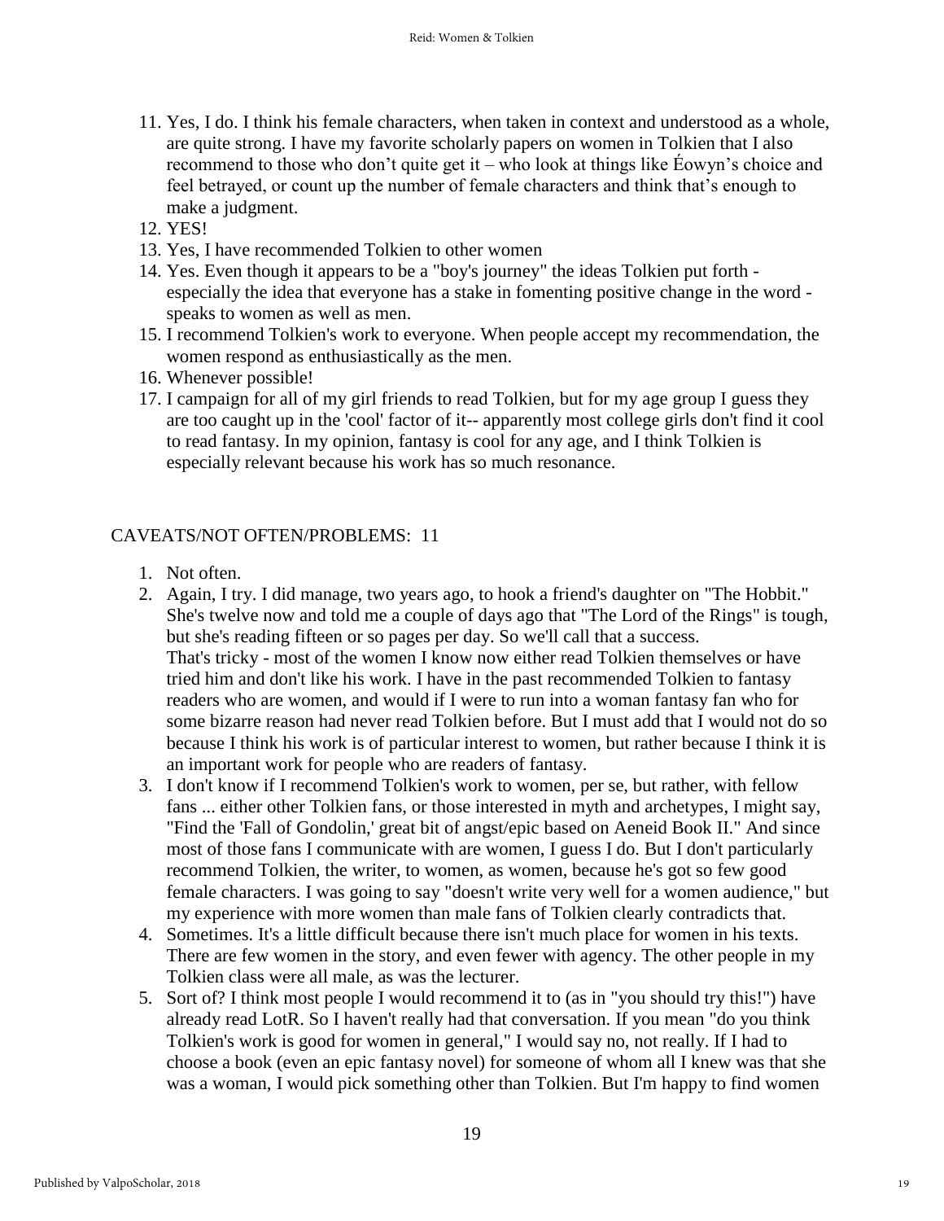11. Yes, I do. I think his female characters, when taken in context and understood as a whole, are quite strong. I have my favorite scholarly papers on women in Tolkien that I also recommend to those who don't quite get it – who look at things like Éowyn's choice and feel betrayed, or count up the number of female characters and think that's enough to make a judgment.
12. YES!
13. Yes, I have recommended Tolkien to other women
14. Yes. Even though it appears to be a "boy's journey" the ideas Tolkien put forth - especially the idea that everyone has a stake in fomenting positive change in the word - speaks to women as well as men.
15. I recommend Tolkien's work to everyone. When people accept my recommendation, the women respond as enthusiastically as the men.
16. Whenever possible!
17. I campaign for all of my girl friends to read Tolkien, but for my age group I guess they are too caught up in the 'cool' factor of it-- apparently most college girls don't find it cool to read fantasy. In my opinion, fantasy is cool for any age, and I think Tolkien is especially relevant because his work has so much resonance.

CAVEATS/NOT OFTEN/PROBLEMS: 11

1. Not often.
2. Again, I try. I did manage, two years ago, to hook a friend's daughter on "The Hobbit." She's twelve now and told me a couple of days ago that "The Lord of the Rings" is tough, but she's reading fifteen or so pages per day. So we'll call that a success.
   That's tricky - most of the women I know now either read Tolkien themselves or have tried him and don't like his work. I have in the past recommended Tolkien to fantasy readers who are women, and would if I were to run into a woman fantasy fan who for some bizarre reason had never read Tolkien before. But I must add that I would not do so because I think his work is of particular interest to women, but rather because I think it is an important work for people who are readers of fantasy.
3. I don't know if I recommend Tolkien's work to women, per se, but rather, with fellow fans ... either other Tolkien fans, or those interested in myth and archetypes, I might say, "Find the 'Fall of Gondolin,' great bit of angst/epic based on Aeneid Book II." And since most of those fans I communicate with are women, I guess I do. But I don't particularly recommend Tolkien, the writer, to women, as women, because he's got so few good female characters. I was going to say "doesn't write very well for a women audience," but my experience with more women than male fans of Tolkien clearly contradicts that.
4. Sometimes. It's a little difficult because there isn't much place for women in his texts. There are few women in the story, and even fewer with agency. The other people in my Tolkien class were all male, as was the lecturer.
5. Sort of? I think most people I would recommend it to (as in "you should try this!") have already read LotR. So I haven't really had that conversation. If you mean "do you think Tolkien's work is good for women in general," I would say no, not really. If I had to choose a book (even an epic fantasy novel) for someone of whom all I knew was that she was a woman, I would pick something other than Tolkien. But I'm happy to find women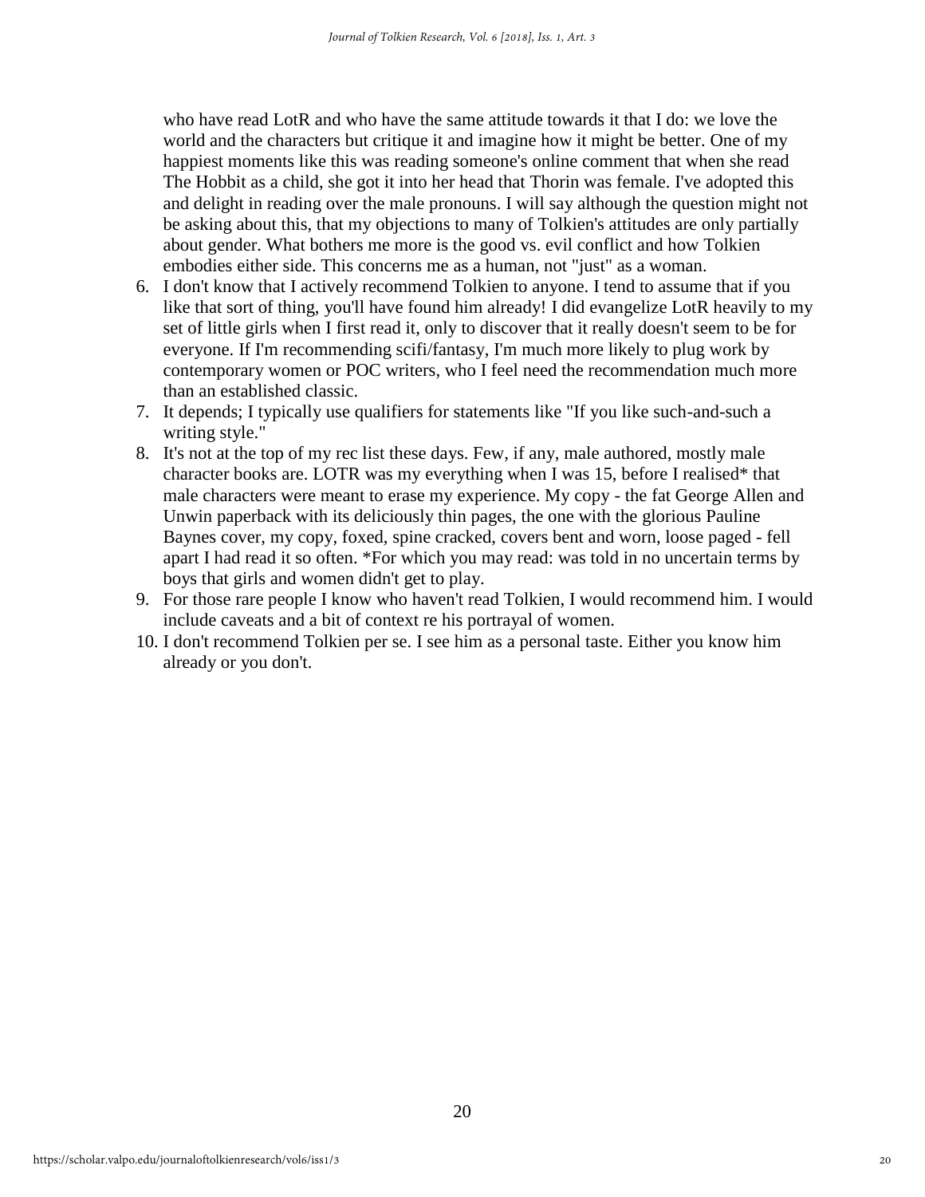who have read LotR and who have the same attitude towards it that I do: we love the world and the characters but critique it and imagine how it might be better. One of my happiest moments like this was reading someone's online comment that when she read The Hobbit as a child, she got it into her head that Thorin was female. I've adopted this and delight in reading over the male pronouns. I will say although the question might not be asking about this, that my objections to many of Tolkien's attitudes are only partially about gender. What bothers me more is the good vs. evil conflict and how Tolkien embodies either side. This concerns me as a human, not "just" as a woman.

6. I don't know that I actively recommend Tolkien to anyone. I tend to assume that if you like that sort of thing, you'll have found him already! I did evangelize LotR heavily to my set of little girls when I first read it, only to discover that it really doesn't seem to be for everyone. If I'm recommending scifi/fantasy, I'm much more likely to plug work by contemporary women or POC writers, who I feel need the recommendation much more than an established classic.
7. It depends; I typically use qualifiers for statements like "If you like such-and-such a writing style."
8. It's not at the top of my rec list these days. Few, if any, male authored, mostly male character books are. LOTR was my everything when I was 15, before I realised* that male characters were meant to erase my experience. My copy - the fat George Allen and Unwin paperback with its deliciously thin pages, the one with the glorious Pauline Baynes cover, my copy, foxed, spine cracked, covers bent and worn, loose paged - fell apart I had read it so often. *For which you may read: was told in no uncertain terms by boys that girls and women didn't get to play.
9. For those rare people I know who haven't read Tolkien, I would recommend him. I would include caveats and a bit of context re his portrayal of women.
10. I don't recommend Tolkien per se. I see him as a personal taste. Either you know him already or you don't.